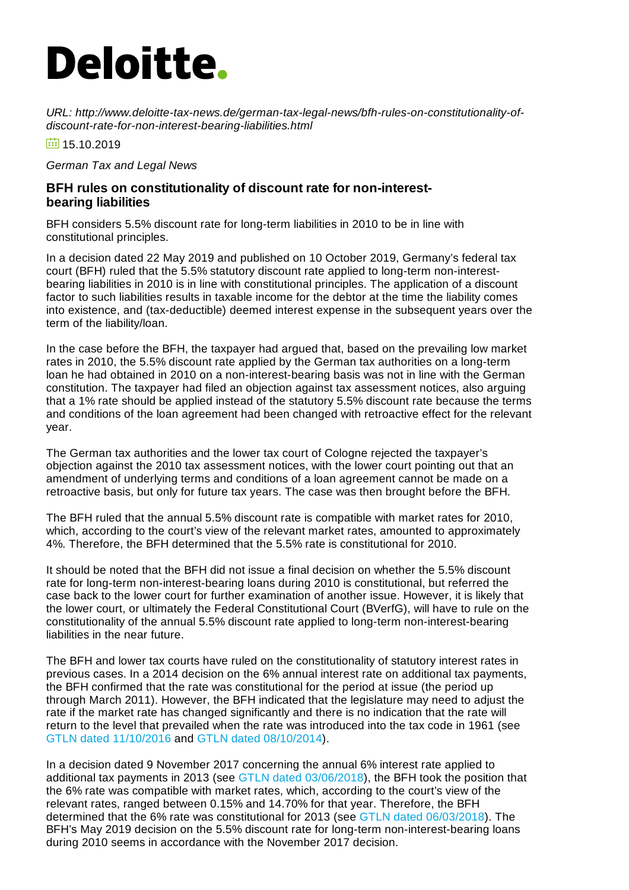# Deloitte.

*URL: http://www.deloitte-tax-news.de/german-tax-legal-news/bfh-rules-on-constitutionality-of-discount-rate-for-non-interest-bearing-liabilities.html*

15.10.2019

*German Tax and Legal News*

## BFH rules on constitutionality of discount rate for non-interest-bearing liabilities

BFH considers 5.5% discount rate for long-term liabilities in 2010 to be in line with constitutional principles.

In a decision dated 22 May 2019 and published on 10 October 2019, Germany's federal tax court (BFH) ruled that the 5.5% statutory discount rate applied to long-term non-interest-bearing liabilities in 2010 is in line with constitutional principles. The application of a discount factor to such liabilities results in taxable income for the debtor at the time the liability comes into existence, and (tax-deductible) deemed interest expense in the subsequent years over the term of the liability/loan.

In the case before the BFH, the taxpayer had argued that, based on the prevailing low market rates in 2010, the 5.5% discount rate applied by the German tax authorities on a long-term loan he had obtained in 2010 on a non-interest-bearing basis was not in line with the German constitution. The taxpayer had filed an objection against tax assessment notices, also arguing that a 1% rate should be applied instead of the statutory 5.5% discount rate because the terms and conditions of the loan agreement had been changed with retroactive effect for the relevant year.

The German tax authorities and the lower tax court of Cologne rejected the taxpayer's objection against the 2010 tax assessment notices, with the lower court pointing out that an amendment of underlying terms and conditions of a loan agreement cannot be made on a retroactive basis, but only for future tax years. The case was then brought before the BFH.

The BFH ruled that the annual 5.5% discount rate is compatible with market rates for 2010, which, according to the court's view of the relevant market rates, amounted to approximately 4%. Therefore, the BFH determined that the 5.5% rate is constitutional for 2010.

It should be noted that the BFH did not issue a final decision on whether the 5.5% discount rate for long-term non-interest-bearing loans during 2010 is constitutional, but referred the case back to the lower court for further examination of another issue. However, it is likely that the lower court, or ultimately the Federal Constitutional Court (BVerfG), will have to rule on the constitutionality of the annual 5.5% discount rate applied to long-term non-interest-bearing liabilities in the near future.

The BFH and lower tax courts have ruled on the constitutionality of statutory interest rates in previous cases. In a 2014 decision on the 6% annual interest rate on additional tax payments, the BFH confirmed that the rate was constitutional for the period at issue (the period up through March 2011). However, the BFH indicated that the legislature may need to adjust the rate if the market rate has changed significantly and there is no indication that the rate will return to the level that prevailed when the rate was introduced into the tax code in 1961 (see GTLN dated 11/10/2016 and GTLN dated 08/10/2014).

In a decision dated 9 November 2017 concerning the annual 6% interest rate applied to additional tax payments in 2013 (see GTLN dated 03/06/2018), the BFH took the position that the 6% rate was compatible with market rates, which, according to the court's view of the relevant rates, ranged between 0.15% and 14.70% for that year. Therefore, the BFH determined that the 6% rate was constitutional for 2013 (see GTLN dated 06/03/2018). The BFH's May 2019 decision on the 5.5% discount rate for long-term non-interest-bearing loans during 2010 seems in accordance with the November 2017 decision.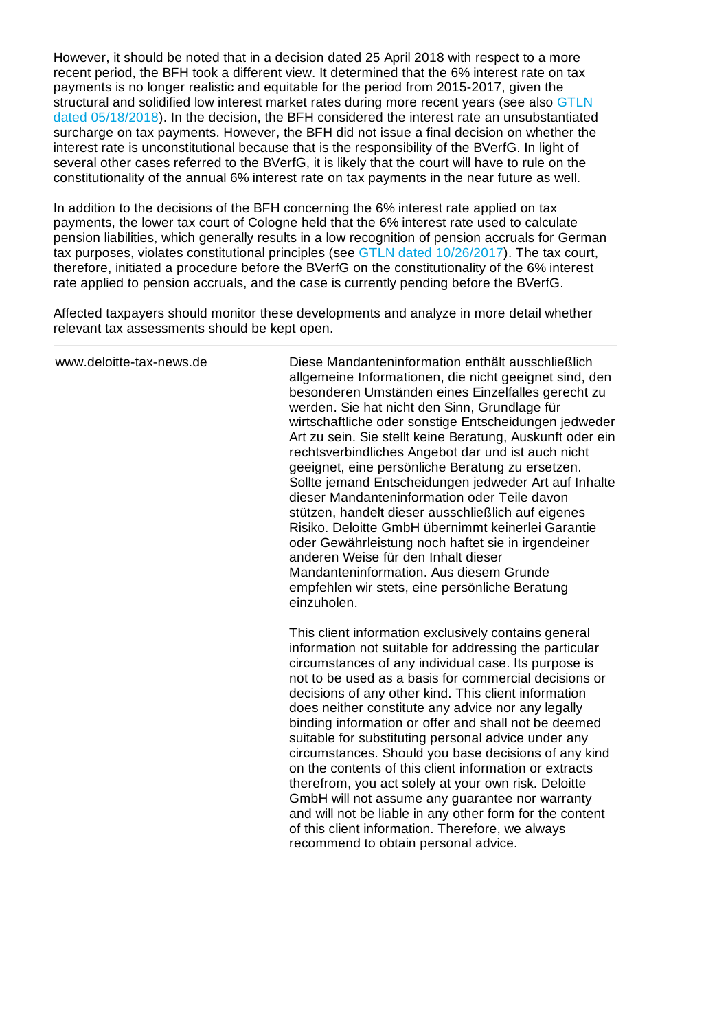However, it should be noted that in a decision dated 25 April 2018 with respect to a more recent period, the BFH took a different view. It determined that the 6% interest rate on tax payments is no longer realistic and equitable for the period from 2015-2017, given the structural and solidified low interest market rates during more recent years (see also GTLN dated 05/18/2018). In the decision, the BFH considered the interest rate an unsubstantiated surcharge on tax payments. However, the BFH did not issue a final decision on whether the interest rate is unconstitutional because that is the responsibility of the BVerfG. In light of several other cases referred to the BVerfG, it is likely that the court will have to rule on the constitutionality of the annual 6% interest rate on tax payments in the near future as well.

In addition to the decisions of the BFH concerning the 6% interest rate applied on tax payments, the lower tax court of Cologne held that the 6% interest rate used to calculate pension liabilities, which generally results in a low recognition of pension accruals for German tax purposes, violates constitutional principles (see GTLN dated 10/26/2017). The tax court, therefore, initiated a procedure before the BVerfG on the constitutionality of the 6% interest rate applied to pension accruals, and the case is currently pending before the BVerfG.

Affected taxpayers should monitor these developments and analyze in more detail whether relevant tax assessments should be kept open.

---

www.deloitte-tax-news.de

Diese Mandanteninformation enthält ausschließlich allgemeine Informationen, die nicht geeignet sind, den besonderen Umständen eines Einzelfalles gerecht zu werden. Sie hat nicht den Sinn, Grundlage für wirtschaftliche oder sonstige Entscheidungen jedweder Art zu sein. Sie stellt keine Beratung, Auskunft oder ein rechtsverbindliches Angebot dar und ist auch nicht geeignet, eine persönliche Beratung zu ersetzen. Sollte jemand Entscheidungen jedweder Art auf Inhalte dieser Mandanteninformation oder Teile davon stützen, handelt dieser ausschließlich auf eigenes Risiko. Deloitte GmbH übernimmt keinerlei Garantie oder Gewährleistung noch haftet sie in irgendeiner anderen Weise für den Inhalt dieser Mandanteninformation. Aus diesem Grunde empfehlen wir stets, eine persönliche Beratung einzuholen.

This client information exclusively contains general information not suitable for addressing the particular circumstances of any individual case. Its purpose is not to be used as a basis for commercial decisions or decisions of any other kind. This client information does neither constitute any advice nor any legally binding information or offer and shall not be deemed suitable for substituting personal advice under any circumstances. Should you base decisions of any kind on the contents of this client information or extracts therefrom, you act solely at your own risk. Deloitte GmbH will not assume any guarantee nor warranty and will not be liable in any other form for the content of this client information. Therefore, we always recommend to obtain personal advice.